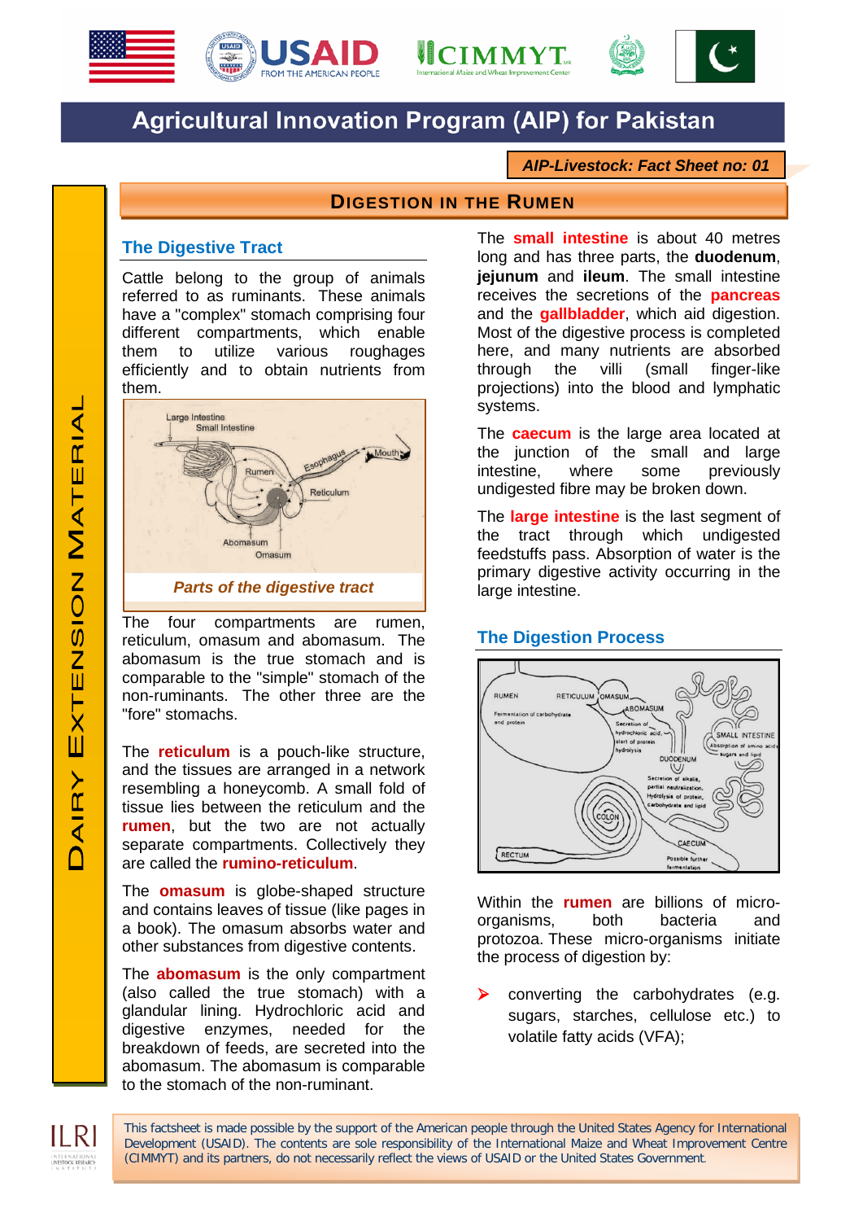# Agricultural Innovation Program (AIP) for Pakistan

**AIP-Livestock: Fact Sheet no: 01**

DAIRY EXTENSION MATERIAL

## DIGESTION IN THE RUMEN

### The Digestive Tract

Cattle belong to the group of animals referred to as ruminants. These animals have a "complex" stomach comprising four different compartments, which enable them to utilize various roughages efficiently and to obtain nutrients from them.

*Parts of the digestive tract*

The four compartments are rumen, reticulum, omasum and abomasum. The abomasum is the true stomach and is comparable to the "simple" stomach of the non-ruminants. The other three are the "fore" stomachs.

The **reticulum** is a pouch-like structure, and the tissues are arranged in a network resembling a honeycomb. A small fold of tissue lies between the reticulum and the **rumen**, but the two are not actually separate compartments. Collectively they are called the **rumino-reticulum**.

The **omasum** is globe-shaped structure and contains leaves of tissue (like pages in a book). The omasum absorbs water and other substances from digestive contents.

The **abomasum** is the only compartment (also called the true stomach) with a glandular lining. Hydrochloric acid and digestive enzymes, needed for the breakdown of feeds, are secreted into the abomasum. The abomasum is comparable to the stomach of the non-ruminant.

The **small intestine** is about 40 metres long and has three parts, the **duodenum**, **jejunum** and **ileum**. The small intestine receives the secretions of the **pancreas** and the **gallbladder**, which aid digestion. Most of the digestive process is completed here, and many nutrients are absorbed through the villi (small finger-like projections) into the blood and lymphatic systems.

The **caecum** is the large area located at the junction of the small and large intestine, where some previously undigested fibre may be broken down.

The **large intestine** is the last segment of the tract through which undigested feedstuffs pass. Absorption of water is the primary digestive activity occurring in the large intestine.

### The Digestion Process

Within the **rumen** are billions of micro-organisms, both bacteria and protozoa. These micro-organisms initiate the process of digestion by:

- converting the carbohydrates (e.g. sugars, starches, cellulose etc.) to volatile fatty acids (VFA);

This factsheet is made possible by the support of the American people through the United States Agency for International Development (USAID). The contents are sole responsibility of the International Maize and Wheat Improvement Centre (CIMMYT) and its partners, do not necessarily reflect the views of USAID or the United States Government.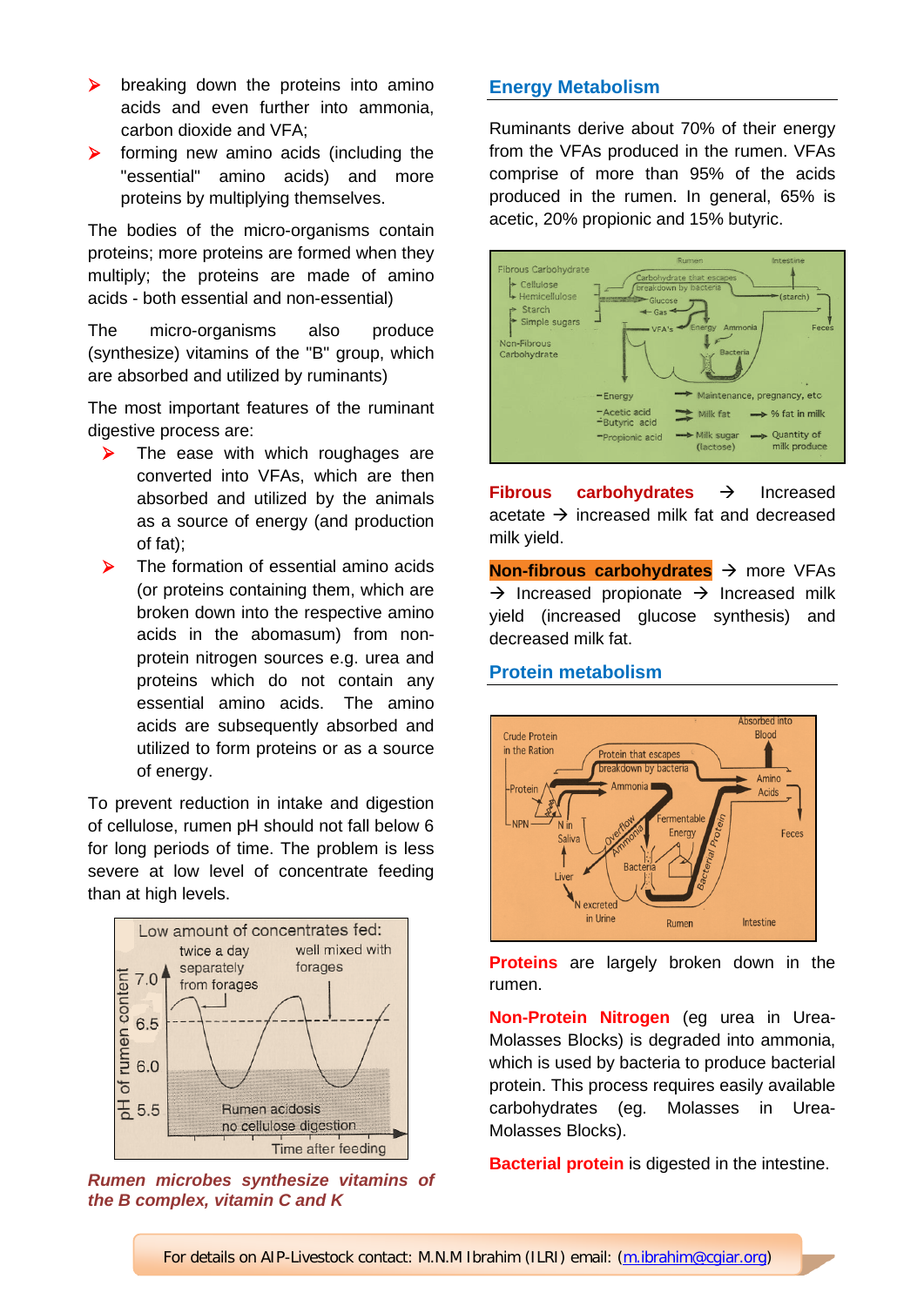- breaking down the proteins into amino acids and even further into ammonia, carbon dioxide and VFA;
- forming new amino acids (including the "essential" amino acids) and more proteins by multiplying themselves.

The bodies of the micro-organisms contain proteins; more proteins are formed when they multiply; the proteins are made of amino acids - both essential and non-essential)

The micro-organisms also produce (synthesize) vitamins of the "B" group, which are absorbed and utilized by ruminants)

The most important features of the ruminant digestive process are:

- The ease with which roughages are converted into VFAs, which are then absorbed and utilized by the animals as a source of energy (and production of fat);
- The formation of essential amino acids (or proteins containing them, which are broken down into the respective amino acids in the abomasum) from non-protein nitrogen sources e.g. urea and proteins which do not contain any essential amino acids. The amino acids are subsequently absorbed and utilized to form proteins or as a source of energy.

To prevent reduction in intake and digestion of cellulose, rumen pH should not fall below 6 for long periods of time. The problem is less severe at low level of concentrate feeding than at high levels.

Low amount of concentrates fed:
twice a day separately from forages
well mixed with forages
pH of rumen content
7.0
6.5
6.0
5.5
Rumen acidosis
no cellulose digestion
Time after feeding

***Rumen microbes synthesize vitamins of the B complex, vitamin C and K***

## Energy Metabolism

Ruminants derive about 70% of their energy from the VFAs produced in the rumen. VFAs comprise of more than 95% of the acids produced in the rumen. In general, 65% is acetic, 20% propionic and 15% butyric.

Fibrous Carbohydrate
Cellulose
Hemicellulose
Starch
Simple sugars
Non-Fibrous Carbohydrate
Rumen
Intestine
Carbohydrate that escapes breakdown by bacteria
Glucose
Gas
(starch)
VFA's
Energy
Ammonia
Bacteria
Feces
Energy
Maintenance, pregnancy, etc
Acetic acid
Butyric acid
Milk fat
% fat in milk
Propionic acid
Milk sugar (lactose)
Quantity of milk produce

**Fibrous carbohydrates** → Increased acetate → increased milk fat and decreased milk yield.

**Non-fibrous carbohydrates** → more VFAs → Increased propionate → Increased milk yield (increased glucose synthesis) and decreased milk fat.

## Protein metabolism

Crude Protein in the Ration
Absorbed into Blood
Protein that escapes breakdown by bacteria
Protein
Ammonia
Amino Acids
NPN
N in Saliva
Overflow Ammonia
Fermentable Energy
Feces
Liver
Bacteria
Bacterial Protein
N excreted in Urine
Rumen
Intestine

**Proteins** are largely broken down in the rumen.

**Non-Protein Nitrogen** (eg urea in Urea-Molasses Blocks) is degraded into ammonia, which is used by bacteria to produce bacterial protein. This process requires easily available carbohydrates (eg. Molasses in Urea-Molasses Blocks).

**Bacterial protein** is digested in the intestine.

For details on AIP-Livestock contact: M.N.M Ibrahim (ILRI) email: (m.ibrahim@cgiar.org)